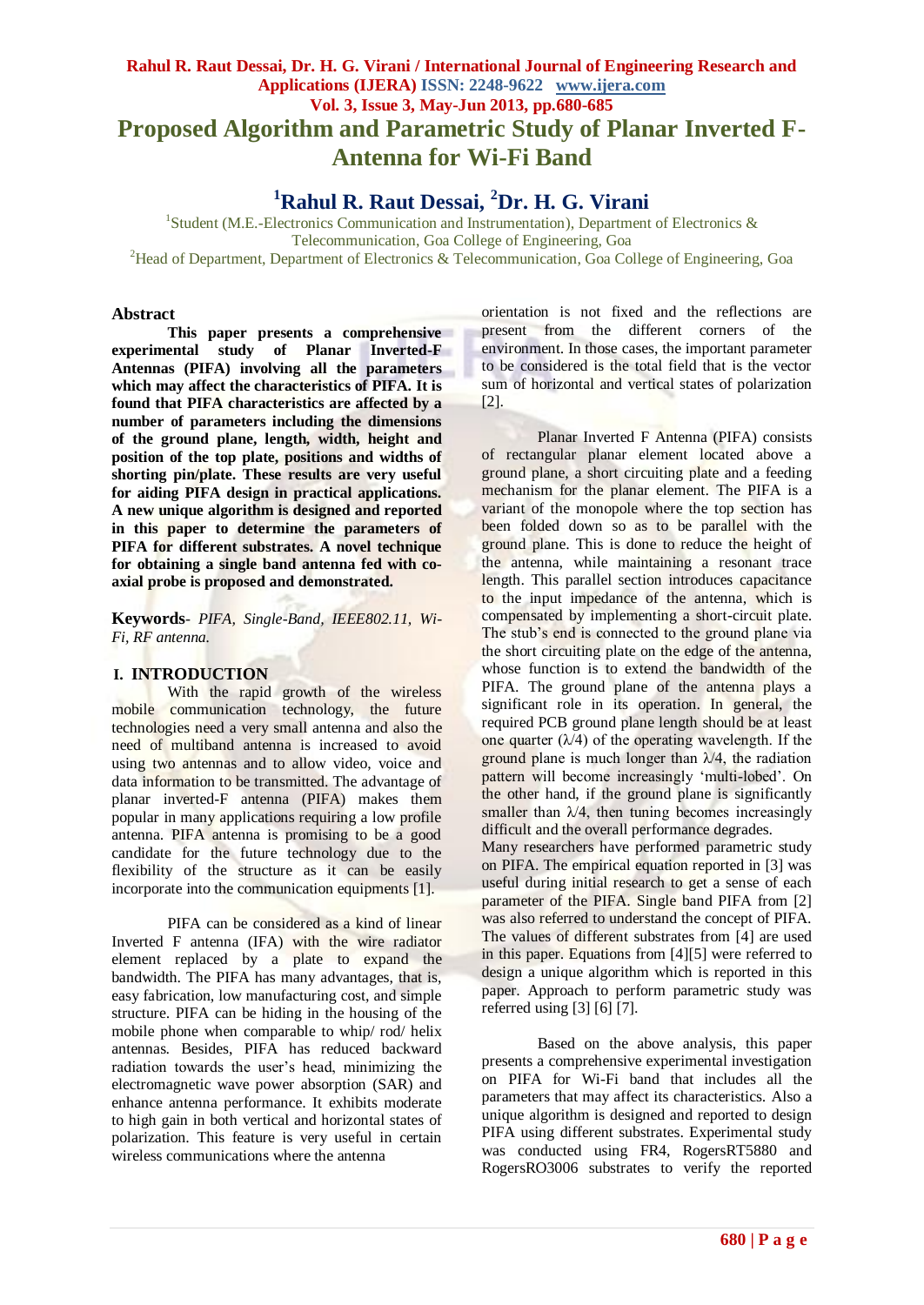# Proposed Algorithm and Parametric Study of Planar Inverted F-Antenna for Wi-Fi Band

## [1]Rahul R. Raut Dessai, [2]Dr. H. G. Virani

[1]Student (M.E.-Electronics Communication and Instrumentation), Department of Electronics & Telecommunication, Goa College of Engineering, Goa
[2]Head of Department, Department of Electronics & Telecommunication, Goa College of Engineering, Goa

### Abstract

**This paper presents a comprehensive experimental study of Planar Inverted-F Antennas (PIFA) involving all the parameters which may affect the characteristics of PIFA. It is found that PIFA characteristics are affected by a number of parameters including the dimensions of the ground plane, length, width, height and position of the top plate, positions and widths of shorting pin/plate. These results are very useful for aiding PIFA design in practical applications. A new unique algorithm is designed and reported in this paper to determine the parameters of PIFA for different substrates. A novel technique for obtaining a single band antenna fed with co-axial probe is proposed and demonstrated.**

**Keywords**- *PIFA, Single-Band, IEEE802.11, Wi-Fi, RF antenna.*

## I. INTRODUCTION

With the rapid growth of the wireless mobile communication technology, the future technologies need a very small antenna and also the need of multiband antenna is increased to avoid using two antennas and to allow voice and data information to be transmitted. The advantage of planar inverted-F antenna (PIFA) makes them popular in many applications requiring a low profile antenna. PIFA antenna is promising to be a good candidate for the future technology due to the flexibility of the structure as it can be easily incorporate into the communication equipments [1].

PIFA can be considered as a kind of linear Inverted F antenna (IFA) with the wire radiator element replaced by a plate to expand the bandwidth. The PIFA has many advantages, that is, easy fabrication, low manufacturing cost, and simple structure. PIFA can be hiding in the housing of the mobile phone when comparable to whip/ rod/ helix antennas. Besides, PIFA has reduced backward radiation towards the user's head, minimizing the electromagnetic wave power absorption (SAR) and enhance antenna performance. It exhibits moderate to high gain in both vertical and horizontal states of polarization. This feature is very useful in certain wireless communications where the antenna orientation is not fixed and the reflections are present from the different corners of the environment. In those cases, the important parameter to be considered is the total field that is the vector sum of horizontal and vertical states of polarization [2].

Planar Inverted F Antenna (PIFA) consists of rectangular planar element located above a ground plane, a short circuiting plate and a feeding mechanism for the planar element. The PIFA is a variant of the monopole where the top section has been folded down so as to be parallel with the ground plane. This is done to reduce the height of the antenna, while maintaining a resonant trace length. This parallel section introduces capacitance to the input impedance of the antenna, which is compensated by implementing a short-circuit plate. The stub's end is connected to the ground plane via the short circuiting plate on the edge of the antenna, whose function is to extend the bandwidth of the PIFA. The ground plane of the antenna plays a significant role in its operation. In general, the required PCB ground plane length should be at least one quarter ($\lambda/4$) of the operating wavelength. If the ground plane is much longer than $\lambda/4$, the radiation pattern will become increasingly 'multi-lobed'. On the other hand, if the ground plane is significantly smaller than $\lambda/4$, then tuning becomes increasingly difficult and the overall performance degrades.

Many researchers have performed parametric study on PIFA. The empirical equation reported in [3] was useful during initial research to get a sense of each parameter of the PIFA. Single band PIFA from [2] was also referred to understand the concept of PIFA. The values of different substrates from [4] are used in this paper. Equations from [4][5] were referred to design a unique algorithm which is reported in this paper. Approach to perform parametric study was referred using [3] [6] [7].

Based on the above analysis, this paper presents a comprehensive experimental investigation on PIFA for Wi-Fi band that includes all the parameters that may affect its characteristics. Also a unique algorithm is designed and reported to design PIFA using different substrates. Experimental study was conducted using FR4, RogersRT5880 and RogersRO3006 substrates to verify the reported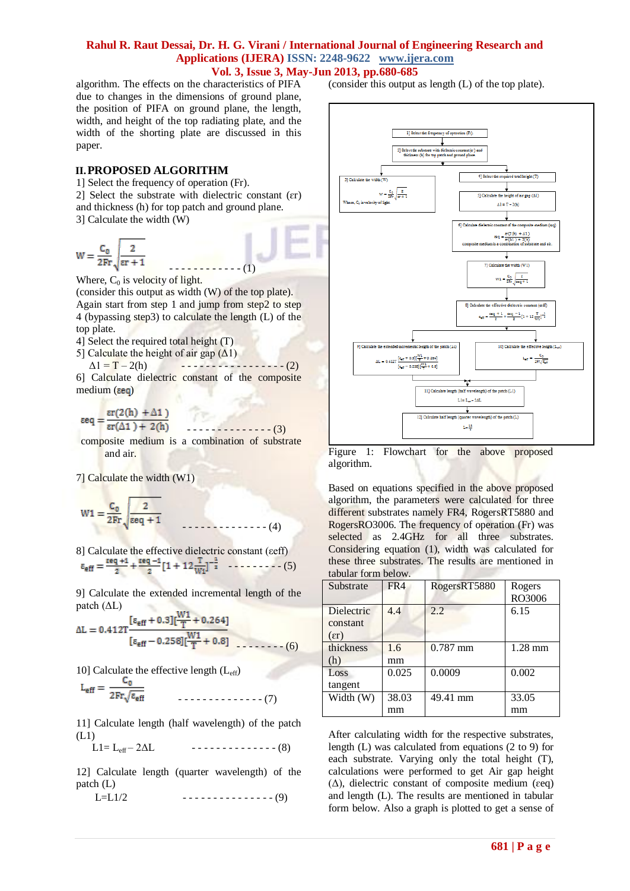algorithm. The effects on the characteristics of PIFA due to changes in the dimensions of ground plane, the position of PIFA on ground plane, the length, width, and height of the top radiating plate, and the width of the shorting plate are discussed in this paper.

## II. PROPOSED ALGORITHM

1] Select the frequency of operation (Fr).
2] Select the substrate with dielectric constant (εr) and thickness (h) for top patch and ground plane.
3] Calculate the width (W)

$$W = \frac{C_0}{2Fr}\sqrt{\frac{2}{\varepsilon r + 1}} \quad \text{------------- (1)}$$

Where, $C_0$ is velocity of light.
(consider this output as width (W) of the top plate).
Again start from step 1 and jump from step2 to step 4 (bypassing step3) to calculate the length (L) of the top plate.
4] Select the required total height (T)
5] Calculate the height of air gap (Δ1)

$$\Delta 1 = T - 2(h) \quad \text{----------------- (2)}$$

6] Calculate dielectric constant of the composite medium (εeq)

$$\varepsilon eq = \frac{\varepsilon r(2(h) + \Delta 1)}{\varepsilon r(\Delta 1) + 2(h)} \quad \text{--------------- (3)}$$

composite medium is a combination of substrate and air.

7] Calculate the width (W1)

$$W1 = \frac{C_0}{2Fr}\sqrt{\frac{2}{\varepsilon eq + 1}} \quad \text{-------------- (4)}$$

8] Calculate the effective dielectric constant (εeff)

$$\varepsilon_{eff} = \frac{\varepsilon eq + 1}{2} + \frac{\varepsilon eq - 1}{2}\left[1 + 12\frac{T}{W1}\right]^{-\frac{1}{2}} \quad \text{--------- (5)}$$

9] Calculate the extended incremental length of the patch (ΔL)

$$\Delta L = 0.412T\frac{[\varepsilon_{eff} + 0.3][\frac{W1}{T} + 0.264]}{[\varepsilon_{eff} - 0.258][\frac{W1}{T} + 0.8]} \quad \text{-------- (6)}$$

10] Calculate the effective length ($L_{eff}$)

$$L_{eff} = \frac{C_0}{2Fr\sqrt{\varepsilon_{eff}}} \quad \text{-------------- (7)}$$

11] Calculate length (half wavelength) of the patch (L1)

$$L1 = L_{eff} - 2\Delta L \quad \text{-------------- (8)}$$

12] Calculate length (quarter wavelength) of the patch (L)

$$L = L1/2 \quad \text{--------------- (9)}$$

(consider this output as length (L) of the top plate).

Figure 1: Flowchart for the above proposed algorithm.

Based on equations specified in the above proposed algorithm, the parameters were calculated for three different substrates namely FR4, RogersRT5880 and RogersRO3006. The frequency of operation (Fr) was selected as 2.4GHz for all three substrates. Considering equation (1), width was calculated for these three substrates. The results are mentioned in tabular form below.

| Substrate | FR4 | RogersRT5880 | Rogers RO3006 |
|---|---|---|---|
| Dielectric constant (εr) | 4.4 | 2.2 | 6.15 |
| thickness (h) | 1.6 mm | 0.787 mm | 1.28 mm |
| Loss tangent | 0.025 | 0.0009 | 0.002 |
| Width (W) | 38.03 mm | 49.41 mm | 33.05 mm |

After calculating width for the respective substrates, length (L) was calculated from equations (2 to 9) for each substrate. Varying only the total height (T), calculations were performed to get Air gap height (Δ), dielectric constant of composite medium (εeq) and length (L). The results are mentioned in tabular form below. Also a graph is plotted to get a sense of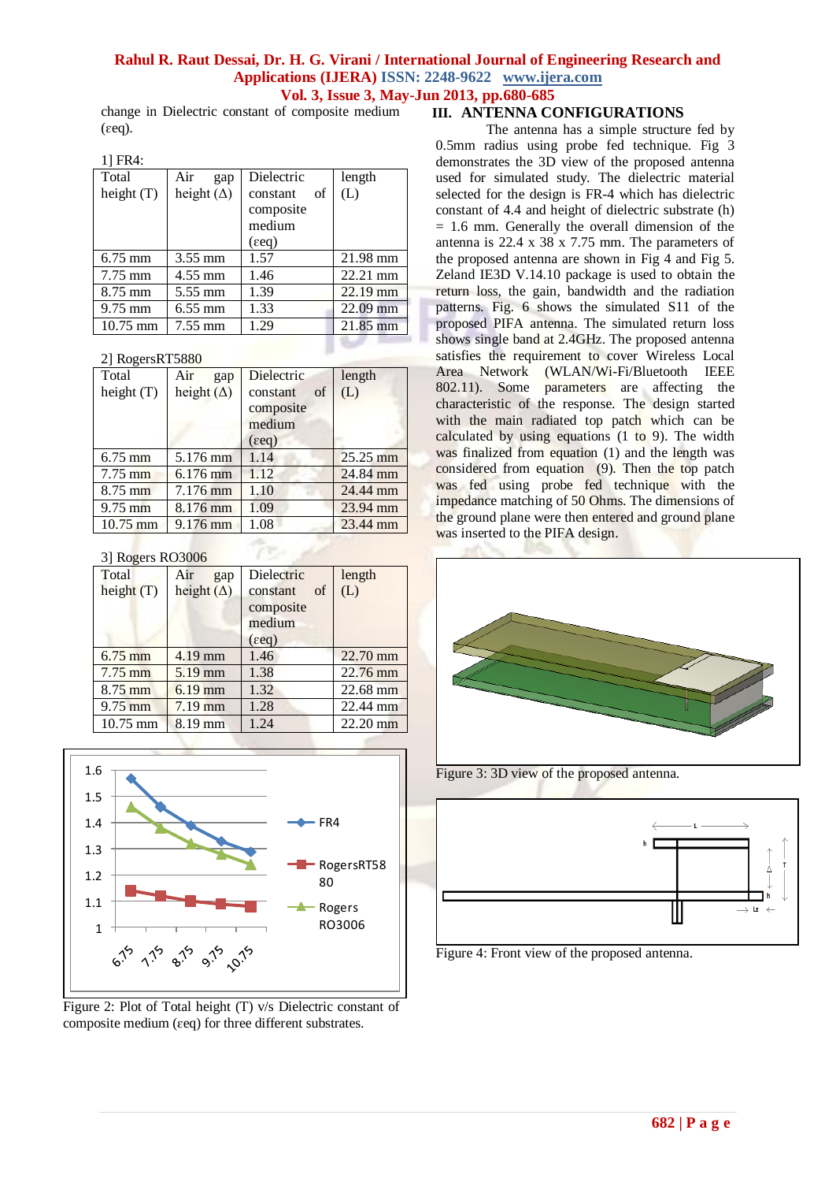change in Dielectric constant of composite medium (εeq).

1] FR4:

| Total height (T) | Air gap height (Δ) | Dielectric constant of composite medium (εeq) | length (L) |
|---|---|---|---|
| 6.75 mm | 3.55 mm | 1.57 | 21.98 mm |
| 7.75 mm | 4.55 mm | 1.46 | 22.21 mm |
| 8.75 mm | 5.55 mm | 1.39 | 22.19 mm |
| 9.75 mm | 6.55 mm | 1.33 | 22.09 mm |
| 10.75 mm | 7.55 mm | 1.29 | 21.85 mm |

2] RogersRT5880

| Total height (T) | Air gap height (Δ) | Dielectric constant of composite medium (εeq) | length (L) |
|---|---|---|---|
| 6.75 mm | 5.176 mm | 1.14 | 25.25 mm |
| 7.75 mm | 6.176 mm | 1.12 | 24.84 mm |
| 8.75 mm | 7.176 mm | 1.10 | 24.44 mm |
| 9.75 mm | 8.176 mm | 1.09 | 23.94 mm |
| 10.75 mm | 9.176 mm | 1.08 | 23.44 mm |

3] Rogers RO3006

| Total height (T) | Air gap height (Δ) | Dielectric constant of composite medium (εeq) | length (L) |
|---|---|---|---|
| 6.75 mm | 4.19 mm | 1.46 | 22.70 mm |
| 7.75 mm | 5.19 mm | 1.38 | 22.76 mm |
| 8.75 mm | 6.19 mm | 1.32 | 22.68 mm |
| 9.75 mm | 7.19 mm | 1.28 | 22.44 mm |
| 10.75 mm | 8.19 mm | 1.24 | 22.20 mm |

Figure 2: Plot of Total height (T) v/s Dielectric constant of composite medium (εeq) for three different substrates.

## III. ANTENNA CONFIGURATIONS

The antenna has a simple structure fed by 0.5mm radius using probe fed technique. Fig 3 demonstrates the 3D view of the proposed antenna used for simulated study. The dielectric material selected for the design is FR-4 which has dielectric constant of 4.4 and height of dielectric substrate (h) = 1.6 mm. Generally the overall dimension of the antenna is 22.4 x 38 x 7.75 mm. The parameters of the proposed antenna are shown in Fig 4 and Fig 5. Zeland IE3D V.14.10 package is used to obtain the return loss, the gain, bandwidth and the radiation patterns. Fig. 6 shows the simulated S11 of the proposed PIFA antenna. The simulated return loss shows single band at 2.4GHz. The proposed antenna satisfies the requirement to cover Wireless Local Area Network (WLAN/Wi-Fi/Bluetooth IEEE 802.11). Some parameters are affecting the characteristic of the response. The design started with the main radiated top patch which can be calculated by using equations (1 to 9). The width was finalized from equation (1) and the length was considered from equation (9). Then the top patch was fed using probe fed technique with the impedance matching of 50 Ohms. The dimensions of the ground plane were then entered and ground plane was inserted to the PIFA design.

Figure 3: 3D view of the proposed antenna.

Figure 4: Front view of the proposed antenna.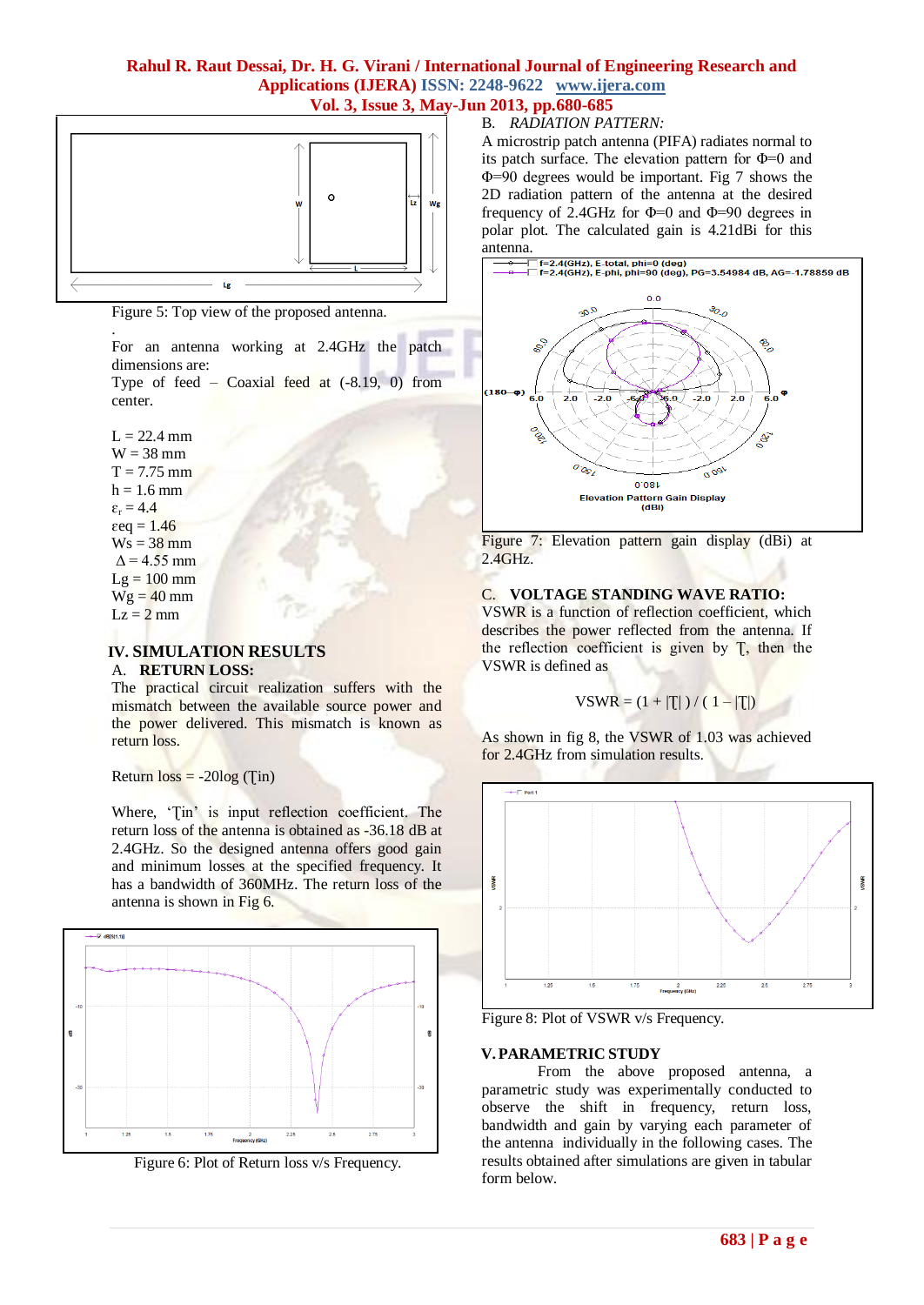Figure 5: Top view of the proposed antenna.

For an antenna working at 2.4GHz the patch dimensions are:
Type of feed – Coaxial feed at (-8.19, 0) from center.

L = 22.4 mm
W = 38 mm
T = 7.75 mm
h = 1.6 mm
$\varepsilon_r$ = 4.4
εeq = 1.46
Ws = 38 mm
Δ = 4.55 mm
Lg = 100 mm
Wg = 40 mm
Lz = 2 mm

## IV. SIMULATION RESULTS

### A. RETURN LOSS:

The practical circuit realization suffers with the mismatch between the available source power and the power delivered. This mismatch is known as return loss.

Return loss = -20log (Ʈin)

Where, 'Ʈin' is input reflection coefficient. The return loss of the antenna is obtained as -36.18 dB at 2.4GHz. So the designed antenna offers good gain and minimum losses at the specified frequency. It has a bandwidth of 360MHz. The return loss of the antenna is shown in Fig 6.

Figure 6: Plot of Return loss v/s Frequency.

### B. *RADIATION PATTERN:*

A microstrip patch antenna (PIFA) radiates normal to its patch surface. The elevation pattern for Φ=0 and Φ=90 degrees would be important. Fig 7 shows the 2D radiation pattern of the antenna at the desired frequency of 2.4GHz for Φ=0 and Φ=90 degrees in polar plot. The calculated gain is 4.21dBi for this antenna.

Figure 7: Elevation pattern gain display (dBi) at 2.4GHz.

### C. VOLTAGE STANDING WAVE RATIO:

VSWR is a function of reflection coefficient, which describes the power reflected from the antenna. If the reflection coefficient is given by Ʈ, then the VSWR is defined as

VSWR = (1 + |Ʈ| ) / ( 1 – |Ʈ|)

As shown in fig 8, the VSWR of 1.03 was achieved for 2.4GHz from simulation results.

Figure 8: Plot of VSWR v/s Frequency.

## V. PARAMETRIC STUDY

From the above proposed antenna, a parametric study was experimentally conducted to observe the shift in frequency, return loss, bandwidth and gain by varying each parameter of the antenna individually in the following cases. The results obtained after simulations are given in tabular form below.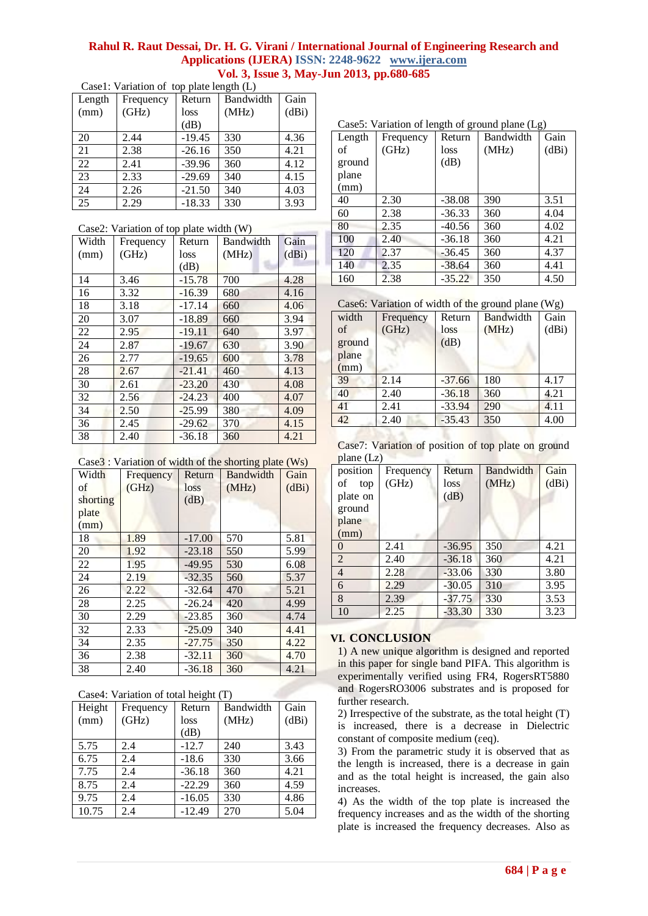Case1: Variation of top plate length (L)

| Length (mm) | Frequency (GHz) | Return loss (dB) | Bandwidth (MHz) | Gain (dBi) |
|---|---|---|---|---|
| 20 | 2.44 | -19.45 | 330 | 4.36 |
| 21 | 2.38 | -26.16 | 350 | 4.21 |
| 22 | 2.41 | -39.96 | 360 | 4.12 |
| 23 | 2.33 | -29.69 | 340 | 4.15 |
| 24 | 2.26 | -21.50 | 340 | 4.03 |
| 25 | 2.29 | -18.33 | 330 | 3.93 |

Case2: Variation of top plate width (W)

| Width (mm) | Frequency (GHz) | Return loss (dB) | Bandwidth (MHz) | Gain (dBi) |
|---|---|---|---|---|
| 14 | 3.46 | -15.78 | 700 | 4.28 |
| 16 | 3.32 | -16.39 | 680 | 4.16 |
| 18 | 3.18 | -17.14 | 660 | 4.06 |
| 20 | 3.07 | -18.89 | 660 | 3.94 |
| 22 | 2.95 | -19.11 | 640 | 3.97 |
| 24 | 2.87 | -19.67 | 630 | 3.90 |
| 26 | 2.77 | -19.65 | 600 | 3.78 |
| 28 | 2.67 | -21.41 | 460 | 4.13 |
| 30 | 2.61 | -23.20 | 430 | 4.08 |
| 32 | 2.56 | -24.23 | 400 | 4.07 |
| 34 | 2.50 | -25.99 | 380 | 4.09 |
| 36 | 2.45 | -29.62 | 370 | 4.15 |
| 38 | 2.40 | -36.18 | 360 | 4.21 |

Case3 : Variation of width of the shorting plate (Ws)

| Width of shorting plate (mm) | Frequency (GHz) | Return loss (dB) | Bandwidth (MHz) | Gain (dBi) |
|---|---|---|---|---|
| 18 | 1.89 | -17.00 | 570 | 5.81 |
| 20 | 1.92 | -23.18 | 550 | 5.99 |
| 22 | 1.95 | -49.95 | 530 | 6.08 |
| 24 | 2.19 | -32.35 | 560 | 5.37 |
| 26 | 2.22 | -32.64 | 470 | 5.21 |
| 28 | 2.25 | -26.24 | 420 | 4.99 |
| 30 | 2.29 | -23.85 | 360 | 4.74 |
| 32 | 2.33 | -25.09 | 340 | 4.41 |
| 34 | 2.35 | -27.75 | 350 | 4.22 |
| 36 | 2.38 | -32.11 | 360 | 4.70 |
| 38 | 2.40 | -36.18 | 360 | 4.21 |

Case4: Variation of total height (T)

| Height (mm) | Frequency (GHz) | Return loss (dB) | Bandwidth (MHz) | Gain (dBi) |
|---|---|---|---|---|
| 5.75 | 2.4 | -12.7 | 240 | 3.43 |
| 6.75 | 2.4 | -18.6 | 330 | 3.66 |
| 7.75 | 2.4 | -36.18 | 360 | 4.21 |
| 8.75 | 2.4 | -22.29 | 360 | 4.59 |
| 9.75 | 2.4 | -16.05 | 330 | 4.86 |
| 10.75 | 2.4 | -12.49 | 270 | 5.04 |

Case5: Variation of length of ground plane (Lg)

| Length of ground plane (mm) | Frequency (GHz) | Return loss (dB) | Bandwidth (MHz) | Gain (dBi) |
|---|---|---|---|---|
| 40 | 2.30 | -38.08 | 390 | 3.51 |
| 60 | 2.38 | -36.33 | 360 | 4.04 |
| 80 | 2.35 | -40.56 | 360 | 4.02 |
| 100 | 2.40 | -36.18 | 360 | 4.21 |
| 120 | 2.37 | -36.45 | 360 | 4.37 |
| 140 | 2.35 | -38.64 | 360 | 4.41 |
| 160 | 2.38 | -35.22 | 350 | 4.50 |

Case6: Variation of width of the ground plane (Wg)

| width of ground plane (mm) | Frequency (GHz) | Return loss (dB) | Bandwidth (MHz) | Gain (dBi) |
|---|---|---|---|---|
| 39 | 2.14 | -37.66 | 180 | 4.17 |
| 40 | 2.40 | -36.18 | 360 | 4.21 |
| 41 | 2.41 | -33.94 | 290 | 4.11 |
| 42 | 2.40 | -35.43 | 350 | 4.00 |

Case7: Variation of position of top plate on ground plane (Lz)

| position of top plate on ground plane (mm) | Frequency (GHz) | Return loss (dB) | Bandwidth (MHz) | Gain (dBi) |
|---|---|---|---|---|
| 0 | 2.41 | -36.95 | 350 | 4.21 |
| 2 | 2.40 | -36.18 | 360 | 4.21 |
| 4 | 2.28 | -33.06 | 330 | 3.80 |
| 6 | 2.29 | -30.05 | 310 | 3.95 |
| 8 | 2.39 | -37.75 | 330 | 3.53 |
| 10 | 2.25 | -33.30 | 330 | 3.23 |

## VI. CONCLUSION

1) A new unique algorithm is designed and reported in this paper for single band PIFA. This algorithm is experimentally verified using FR4, RogersRT5880 and RogersRO3006 substrates and is proposed for further research.

2) Irrespective of the substrate, as the total height (T) is increased, there is a decrease in Dielectric constant of composite medium ($\varepsilon_{eq}$).

3) From the parametric study it is observed that as the length is increased, there is a decrease in gain and as the total height is increased, the gain also increases.

4) As the width of the top plate is increased the frequency increases and as the width of the shorting plate is increased the frequency decreases. Also as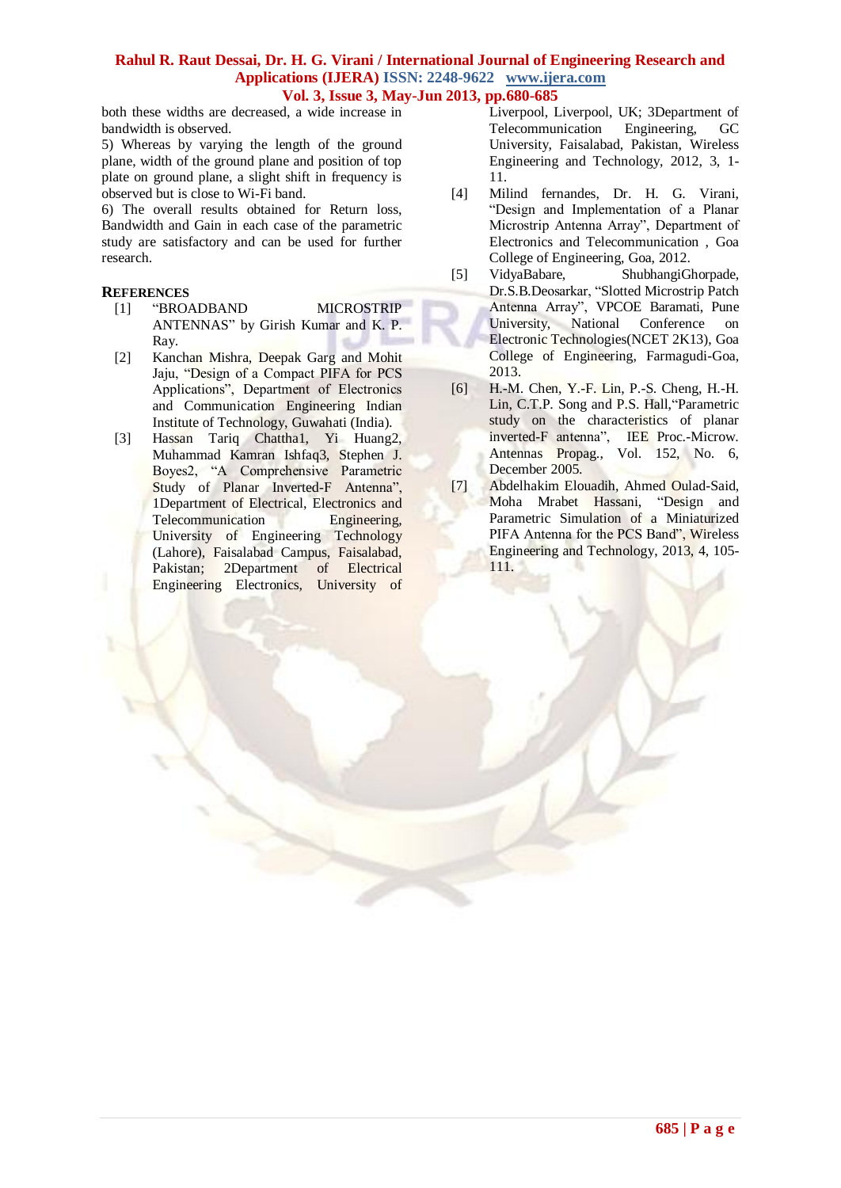both these widths are decreased, a wide increase in bandwidth is observed.

5) Whereas by varying the length of the ground plane, width of the ground plane and position of top plate on ground plane, a slight shift in frequency is observed but is close to Wi-Fi band.

6) The overall results obtained for Return loss, Bandwidth and Gain in each case of the parametric study are satisfactory and can be used for further research.

## REFERENCES

[1] "BROADBAND MICROSTRIP ANTENNAS" by Girish Kumar and K. P. Ray.

[2] Kanchan Mishra, Deepak Garg and Mohit Jaju, "Design of a Compact PIFA for PCS Applications", Department of Electronics and Communication Engineering Indian Institute of Technology, Guwahati (India).

[3] Hassan Tariq Chattha1, Yi Huang2, Muhammad Kamran Ishfaq3, Stephen J. Boyes2, "A Comprehensive Parametric Study of Planar Inverted-F Antenna", 1Department of Electrical, Electronics and Telecommunication Engineering, University of Engineering Technology (Lahore), Faisalabad Campus, Faisalabad, Pakistan; 2Department of Electrical Engineering Electronics, University of Liverpool, Liverpool, UK; 3Department of Telecommunication Engineering, GC University, Faisalabad, Pakistan, Wireless Engineering and Technology, 2012, 3, 1-11.

[4] Milind fernandes, Dr. H. G. Virani, "Design and Implementation of a Planar Microstrip Antenna Array", Department of Electronics and Telecommunication , Goa College of Engineering, Goa, 2012.

[5] VidyaBabare, ShubhangiGhorpade, Dr.S.B.Deosarkar, "Slotted Microstrip Patch Antenna Array", VPCOE Baramati, Pune University, National Conference on Electronic Technologies(NCET 2K13), Goa College of Engineering, Farmagudi-Goa, 2013.

[6] H.-M. Chen, Y.-F. Lin, P.-S. Cheng, H.-H. Lin, C.T.P. Song and P.S. Hall,"Parametric study on the characteristics of planar inverted-F antenna", IEE Proc.-Microw. Antennas Propag., Vol. 152, No. 6, December 2005.

[7] Abdelhakim Elouadih, Ahmed Oulad-Said, Moha Mrabet Hassani, "Design and Parametric Simulation of a Miniaturized PIFA Antenna for the PCS Band", Wireless Engineering and Technology, 2013, 4, 105-111.